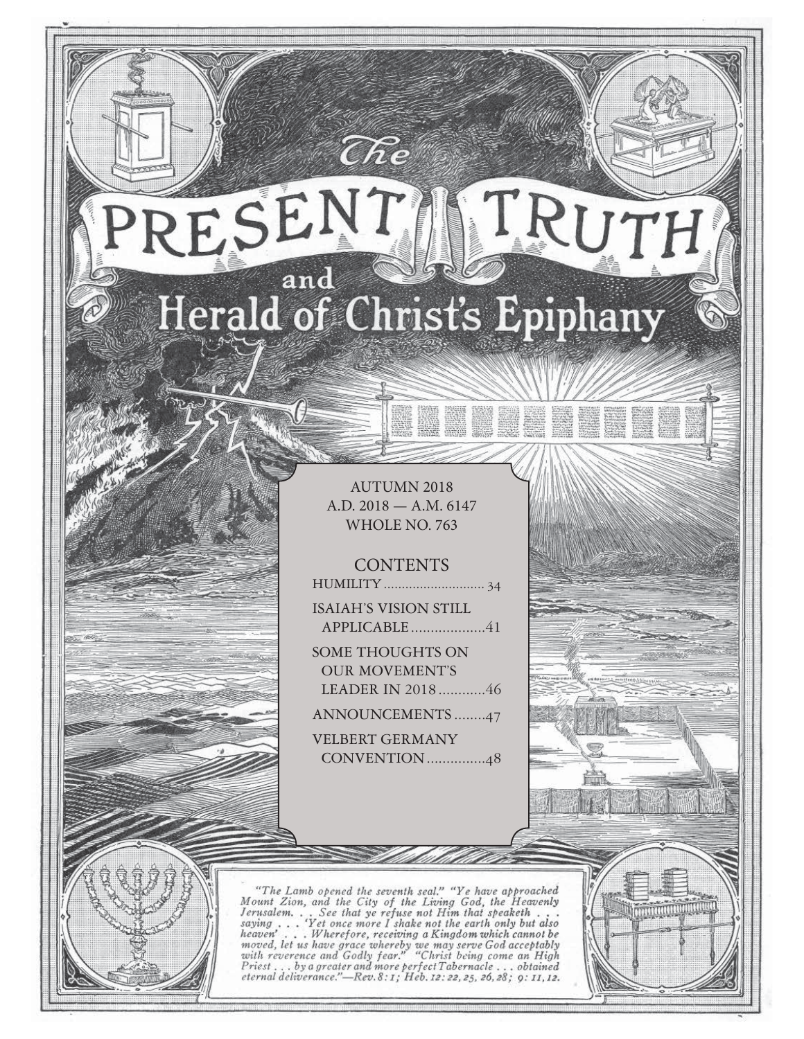# The PRESENT TRUTH and Herald of Christ's Epiphany

AUTUMN 2018
A.D. 2018 — A.M. 6147
WHOLE NO. 763

## CONTENTS

HUMILITY .......................... 34

ISAIAH'S VISION STILL APPLICABLE ..................41

SOME THOUGHTS ON OUR MOVEMENT'S LEADER IN 2018 ............46

ANNOUNCEMENTS ........47

VELBERT GERMANY CONVENTION ...............48

*"The Lamb opened the seventh seal." "Ye have approached Mount Zion, and the City of the Living God, the Heavenly Jerusalem. . . See that ye refuse not Him that speaketh . . . saying . . . 'Yet once more I shake not the earth only but also heaven' . . . Wherefore, receiving a Kingdom which cannot be moved, let us have grace whereby we may serve God acceptably with reverence and Godly fear." "Christ being come an High Priest . . . by a greater and more perfect Tabernacle . . . obtained eternal deliverance."—Rev. 8: 1; Heb. 12: 22, 25, 26, 28; 9: 11, 12.*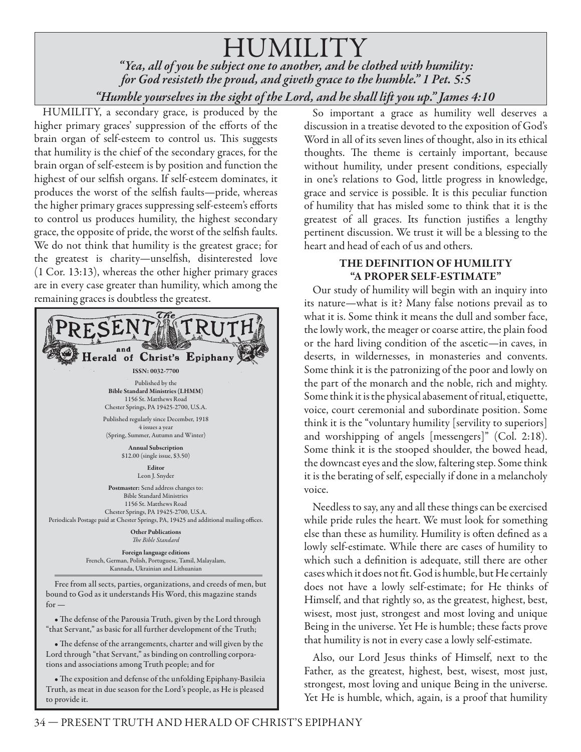# HUMILITY

*"Yea, all of you be subject one to another, and be clothed with humility: for God resisteth the proud, and giveth grace to the humble." 1 Pet. 5:5*

*"Humble yourselves in the sight of the Lord, and he shall lift you up." James 4:10*

HUMILITY, a secondary grace, is produced by the higher primary graces' suppression of the efforts of the brain organ of self-esteem to control us. This suggests that humility is the chief of the secondary graces, for the brain organ of self-esteem is by position and function the highest of our selfish organs. If self-esteem dominates, it produces the worst of the selfish faults—pride, whereas the higher primary graces suppressing self-esteem's efforts to control us produces humility, the highest secondary grace, the opposite of pride, the worst of the selfish faults. We do not think that humility is the greatest grace; for the greatest is charity—unselfish, disinterested love (1 Cor. 13:13), whereas the other higher primary graces are in every case greater than humility, which among the remaining graces is doubtless the greatest.

**The PRESENT TRUTH and Herald of Christ's Epiphany**

ISSN: 0032-7700

Published by the
**Bible Standard Ministries (LHMM)**
1156 St. Matthews Road
Chester Springs, PA 19425-2700, U.S.A.

Published regularly since December, 1918
4 issues a year
(Spring, Summer, Autumn and Winter)

**Annual Subscription**
$12.00 (single issue, $3.50)

**Editor**
Leon J. Snyder

**Postmaster:** Send address changes to:
Bible Standard Ministries
1156 St. Matthews Road
Chester Springs, PA 19425-2700, U.S.A.
Periodicals Postage paid at Chester Springs, PA, 19425 and additional mailing offices.

**Other Publications**
*The Bible Standard*

**Foreign language editions**
French, German, Polish, Portuguese, Tamil, Malayalam, Kannada, Ukrainian and Lithuanian

Free from all sects, parties, organizations, and creeds of men, but bound to God as it understands His Word, this magazine stands for —

- The defense of the Parousia Truth, given by the Lord through "that Servant," as basic for all further development of the Truth;
- The defense of the arrangements, charter and will given by the Lord through "that Servant," as binding on controlling corporations and associations among Truth people; and for
- The exposition and defense of the unfolding Epiphany-Basileia Truth, as meat in due season for the Lord's people, as He is pleased to provide it.

So important a grace as humility well deserves a discussion in a treatise devoted to the exposition of God's Word in all of its seven lines of thought, also in its ethical thoughts. The theme is certainly important, because without humility, under present conditions, especially in one's relations to God, little progress in knowledge, grace and service is possible. It is this peculiar function of humility that has misled some to think that it is the greatest of all graces. Its function justifies a lengthy pertinent discussion. We trust it will be a blessing to the heart and head of each of us and others.

## THE DEFINITION OF HUMILITY "A PROPER SELF-ESTIMATE"

Our study of humility will begin with an inquiry into its nature—what is it? Many false notions prevail as to what it is. Some think it means the dull and somber face, the lowly work, the meager or coarse attire, the plain food or the hard living condition of the ascetic—in caves, in deserts, in wildernesses, in monasteries and convents. Some think it is the patronizing of the poor and lowly on the part of the monarch and the noble, rich and mighty. Some think it is the physical abasement of ritual, etiquette, voice, court ceremonial and subordinate position. Some think it is the "voluntary humility [servility to superiors] and worshipping of angels [messengers]" (Col. 2:18). Some think it is the stooped shoulder, the bowed head, the downcast eyes and the slow, faltering step. Some think it is the berating of self, especially if done in a melancholy voice.

Needless to say, any and all these things can be exercised while pride rules the heart. We must look for something else than these as humility. Humility is often defined as a lowly self-estimate. While there are cases of humility to which such a definition is adequate, still there are other cases which it does not fit. God is humble, but He certainly does not have a lowly self-estimate; for He thinks of Himself, and that rightly so, as the greatest, highest, best, wisest, most just, strongest and most loving and unique Being in the universe. Yet He is humble; these facts prove that humility is not in every case a lowly self-estimate.

Also, our Lord Jesus thinks of Himself, next to the Father, as the greatest, highest, best, wisest, most just, strongest, most loving and unique Being in the universe. Yet He is humble, which, again, is a proof that humility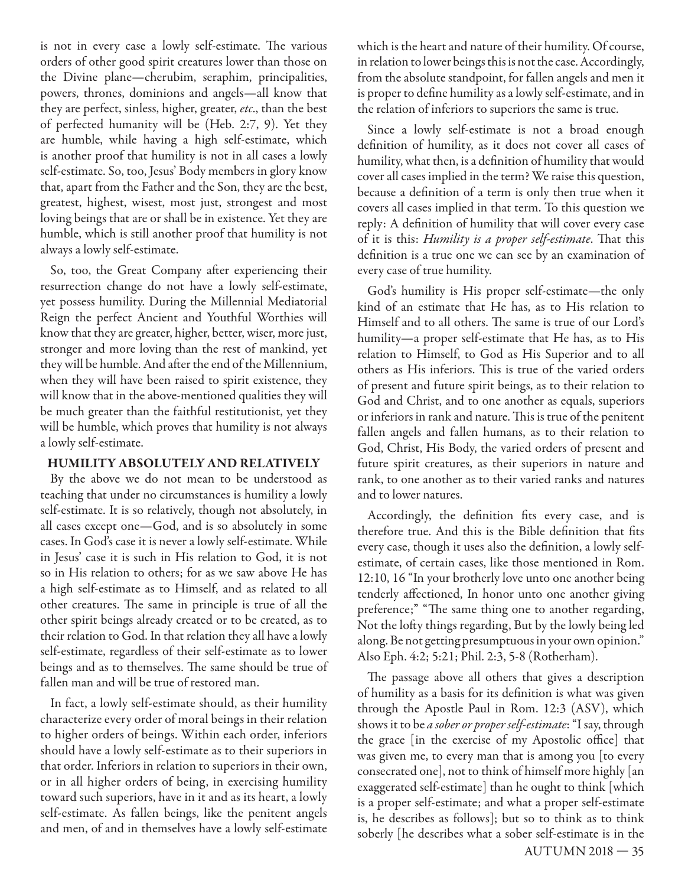is not in every case a lowly self-estimate. The various orders of other good spirit creatures lower than those on the Divine plane—cherubim, seraphim, principalities, powers, thrones, dominions and angels—all know that they are perfect, sinless, higher, greater, *etc*., than the best of perfected humanity will be (Heb. 2:7, 9). Yet they are humble, while having a high self-estimate, which is another proof that humility is not in all cases a lowly self-estimate. So, too, Jesus' Body members in glory know that, apart from the Father and the Son, they are the best, greatest, highest, wisest, most just, strongest and most loving beings that are or shall be in existence. Yet they are humble, which is still another proof that humility is not always a lowly self-estimate.

So, too, the Great Company after experiencing their resurrection change do not have a lowly self-estimate, yet possess humility. During the Millennial Mediatorial Reign the perfect Ancient and Youthful Worthies will know that they are greater, higher, better, wiser, more just, stronger and more loving than the rest of mankind, yet they will be humble. And after the end of the Millennium, when they will have been raised to spirit existence, they will know that in the above-mentioned qualities they will be much greater than the faithful restitutionist, yet they will be humble, which proves that humility is not always a lowly self-estimate.

## HUMILITY ABSOLUTELY AND RELATIVELY

By the above we do not mean to be understood as teaching that under no circumstances is humility a lowly self-estimate. It is so relatively, though not absolutely, in all cases except one—God, and is so absolutely in some cases. In God's case it is never a lowly self-estimate. While in Jesus' case it is such in His relation to God, it is not so in His relation to others; for as we saw above He has a high self-estimate as to Himself, and as related to all other creatures. The same in principle is true of all the other spirit beings already created or to be created, as to their relation to God. In that relation they all have a lowly self-estimate, regardless of their self-estimate as to lower beings and as to themselves. The same should be true of fallen man and will be true of restored man.

In fact, a lowly self-estimate should, as their humility characterize every order of moral beings in their relation to higher orders of beings. Within each order, inferiors should have a lowly self-estimate as to their superiors in that order. Inferiors in relation to superiors in their own, or in all higher orders of being, in exercising humility toward such superiors, have in it and as its heart, a lowly self-estimate. As fallen beings, like the penitent angels and men, of and in themselves have a lowly self-estimate which is the heart and nature of their humility. Of course, in relation to lower beings this is not the case. Accordingly, from the absolute standpoint, for fallen angels and men it is proper to define humility as a lowly self-estimate, and in the relation of inferiors to superiors the same is true.

Since a lowly self-estimate is not a broad enough definition of humility, as it does not cover all cases of humility, what then, is a definition of humility that would cover all cases implied in the term? We raise this question, because a definition of a term is only then true when it covers all cases implied in that term. To this question we reply: A definition of humility that will cover every case of it is this: *Humility is a proper self-estimate*. That this definition is a true one we can see by an examination of every case of true humility.

God's humility is His proper self-estimate—the only kind of an estimate that He has, as to His relation to Himself and to all others. The same is true of our Lord's humility—a proper self-estimate that He has, as to His relation to Himself, to God as His Superior and to all others as His inferiors. This is true of the varied orders of present and future spirit beings, as to their relation to God and Christ, and to one another as equals, superiors or inferiors in rank and nature. This is true of the penitent fallen angels and fallen humans, as to their relation to God, Christ, His Body, the varied orders of present and future spirit creatures, as their superiors in nature and rank, to one another as to their varied ranks and natures and to lower natures.

Accordingly, the definition fits every case, and is therefore true. And this is the Bible definition that fits every case, though it uses also the definition, a lowly self-estimate, of certain cases, like those mentioned in Rom. 12:10, 16 "In your brotherly love unto one another being tenderly affectioned, In honor unto one another giving preference;" "The same thing one to another regarding, Not the lofty things regarding, But by the lowly being led along. Be not getting presumptuous in your own opinion." Also Eph. 4:2; 5:21; Phil. 2:3, 5-8 (Rotherham).

The passage above all others that gives a description of humility as a basis for its definition is what was given through the Apostle Paul in Rom. 12:3 (ASV), which shows it to be *a sober or proper self-estimate*: "I say, through the grace [in the exercise of my Apostolic office] that was given me, to every man that is among you [to every consecrated one], not to think of himself more highly [an exaggerated self-estimate] than he ought to think [which is a proper self-estimate; and what a proper self-estimate is, he describes as follows]; but so to think as to think soberly [he describes what a sober self-estimate is in the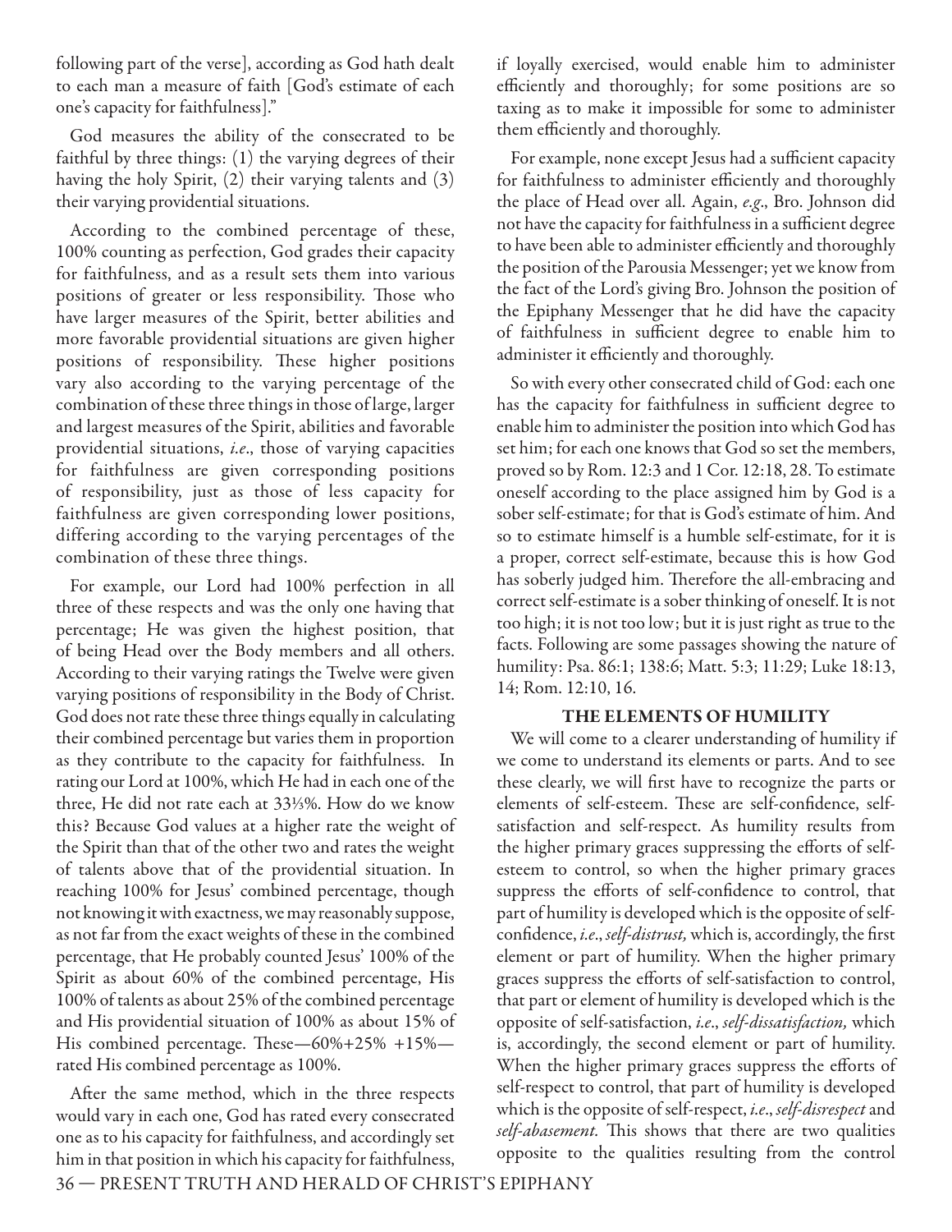following part of the verse], according as God hath dealt to each man a measure of faith [God's estimate of each one's capacity for faithfulness]."

God measures the ability of the consecrated to be faithful by three things: (1) the varying degrees of their having the holy Spirit, (2) their varying talents and (3) their varying providential situations.

According to the combined percentage of these, 100% counting as perfection, God grades their capacity for faithfulness, and as a result sets them into various positions of greater or less responsibility. Those who have larger measures of the Spirit, better abilities and more favorable providential situations are given higher positions of responsibility. These higher positions vary also according to the varying percentage of the combination of these three things in those of large, larger and largest measures of the Spirit, abilities and favorable providential situations, *i.e*., those of varying capacities for faithfulness are given corresponding positions of responsibility, just as those of less capacity for faithfulness are given corresponding lower positions, differing according to the varying percentages of the combination of these three things.

For example, our Lord had 100% perfection in all three of these respects and was the only one having that percentage; He was given the highest position, that of being Head over the Body members and all others. According to their varying ratings the Twelve were given varying positions of responsibility in the Body of Christ. God does not rate these three things equally in calculating their combined percentage but varies them in proportion as they contribute to the capacity for faithfulness. In rating our Lord at 100%, which He had in each one of the three, He did not rate each at 33⅓%. How do we know this? Because God values at a higher rate the weight of the Spirit than that of the other two and rates the weight of talents above that of the providential situation. In reaching 100% for Jesus' combined percentage, though not knowing it with exactness, we may reasonably suppose, as not far from the exact weights of these in the combined percentage, that He probably counted Jesus' 100% of the Spirit as about 60% of the combined percentage, His 100% of talents as about 25% of the combined percentage and His providential situation of 100% as about 15% of His combined percentage. These—60%+25% +15%—rated His combined percentage as 100%.

After the same method, which in the three respects would vary in each one, God has rated every consecrated one as to his capacity for faithfulness, and accordingly set him in that position in which his capacity for faithfulness, if loyally exercised, would enable him to administer efficiently and thoroughly; for some positions are so taxing as to make it impossible for some to administer them efficiently and thoroughly.

For example, none except Jesus had a sufficient capacity for faithfulness to administer efficiently and thoroughly the place of Head over all. Again, *e.g*., Bro. Johnson did not have the capacity for faithfulness in a sufficient degree to have been able to administer efficiently and thoroughly the position of the Parousia Messenger; yet we know from the fact of the Lord's giving Bro. Johnson the position of the Epiphany Messenger that he did have the capacity of faithfulness in sufficient degree to enable him to administer it efficiently and thoroughly.

So with every other consecrated child of God: each one has the capacity for faithfulness in sufficient degree to enable him to administer the position into which God has set him; for each one knows that God so set the members, proved so by Rom. 12:3 and 1 Cor. 12:18, 28. To estimate oneself according to the place assigned him by God is a sober self-estimate; for that is God's estimate of him. And so to estimate himself is a humble self-estimate, for it is a proper, correct self-estimate, because this is how God has soberly judged him. Therefore the all-embracing and correct self-estimate is a sober thinking of oneself. It is not too high; it is not too low; but it is just right as true to the facts. Following are some passages showing the nature of humility: Psa. 86:1; 138:6; Matt. 5:3; 11:29; Luke 18:13, 14; Rom. 12:10, 16.

## THE ELEMENTS OF HUMILITY

We will come to a clearer understanding of humility if we come to understand its elements or parts. And to see these clearly, we will first have to recognize the parts or elements of self-esteem. These are self-confidence, self-satisfaction and self-respect. As humility results from the higher primary graces suppressing the efforts of self-esteem to control, so when the higher primary graces suppress the efforts of self-confidence to control, that part of humility is developed which is the opposite of self-confidence, *i.e*., *self-distrust,* which is, accordingly, the first element or part of humility. When the higher primary graces suppress the efforts of self-satisfaction to control, that part or element of humility is developed which is the opposite of self-satisfaction, *i.e*., *self-dissatisfaction,* which is, accordingly, the second element or part of humility. When the higher primary graces suppress the efforts of self-respect to control, that part of humility is developed which is the opposite of self-respect, *i.e*., *self-disrespect* and *self-abasement*. This shows that there are two qualities opposite to the qualities resulting from the control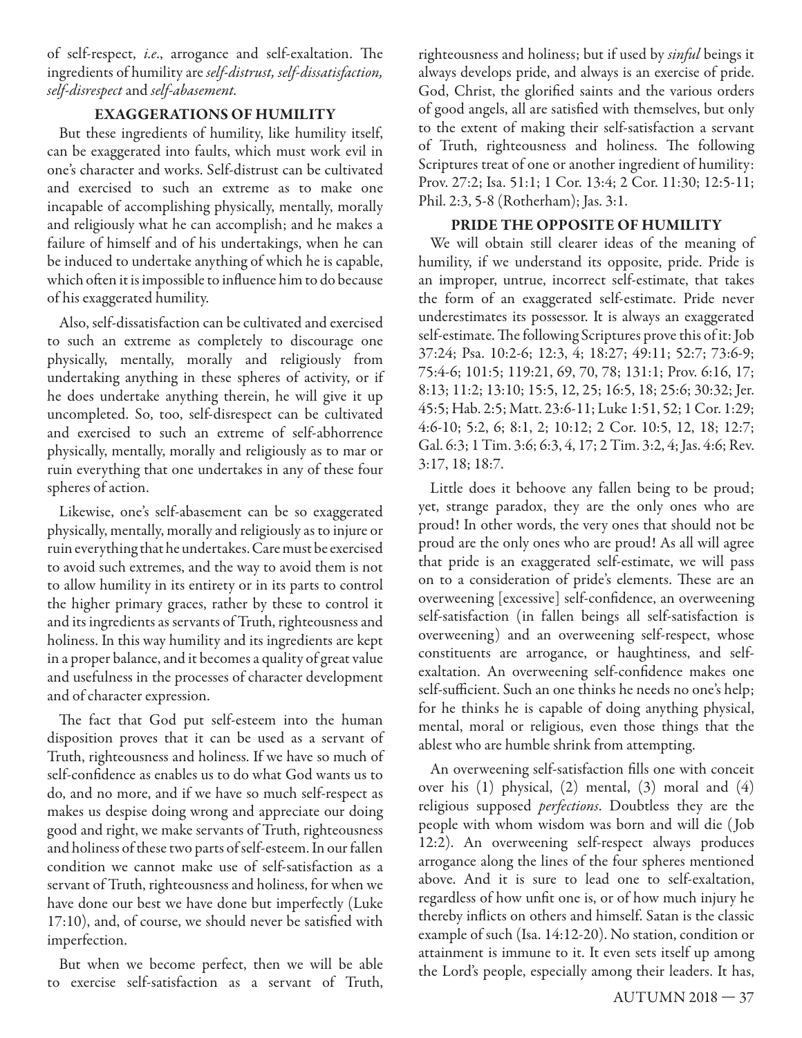of self-respect, *i.e.*, arrogance and self-exaltation. The ingredients of humility are *self-distrust, self-dissatisfaction, self-disrespect* and *self-abasement*.

### EXAGGERATIONS OF HUMILITY

But these ingredients of humility, like humility itself, can be exaggerated into faults, which must work evil in one's character and works. Self-distrust can be cultivated and exercised to such an extreme as to make one incapable of accomplishing physically, mentally, morally and religiously what he can accomplish; and he makes a failure of himself and of his undertakings, when he can be induced to undertake anything of which he is capable, which often it is impossible to influence him to do because of his exaggerated humility.

Also, self-dissatisfaction can be cultivated and exercised to such an extreme as completely to discourage one physically, mentally, morally and religiously from undertaking anything in these spheres of activity, or if he does undertake anything therein, he will give it up uncompleted. So, too, self-disrespect can be cultivated and exercised to such an extreme of self-abhorrence physically, mentally, morally and religiously as to mar or ruin everything that one undertakes in any of these four spheres of action.

Likewise, one's self-abasement can be so exaggerated physically, mentally, morally and religiously as to injure or ruin everything that he undertakes. Care must be exercised to avoid such extremes, and the way to avoid them is not to allow humility in its entirety or in its parts to control the higher primary graces, rather by these to control it and its ingredients as servants of Truth, righteousness and holiness. In this way humility and its ingredients are kept in a proper balance, and it becomes a quality of great value and usefulness in the processes of character development and of character expression.

The fact that God put self-esteem into the human disposition proves that it can be used as a servant of Truth, righteousness and holiness. If we have so much of self-confidence as enables us to do what God wants us to do, and no more, and if we have so much self-respect as makes us despise doing wrong and appreciate our doing good and right, we make servants of Truth, righteousness and holiness of these two parts of self-esteem. In our fallen condition we cannot make use of self-satisfaction as a servant of Truth, righteousness and holiness, for when we have done our best we have done but imperfectly (Luke 17:10), and, of course, we should never be satisfied with imperfection.

But when we become perfect, then we will be able to exercise self-satisfaction as a servant of Truth, righteousness and holiness; but if used by *sinful* beings it always develops pride, and always is an exercise of pride. God, Christ, the glorified saints and the various orders of good angels, all are satisfied with themselves, but only to the extent of making their self-satisfaction a servant of Truth, righteousness and holiness. The following Scriptures treat of one or another ingredient of humility: Prov. 27:2; Isa. 51:1; 1 Cor. 13:4; 2 Cor. 11:30; 12:5-11; Phil. 2:3, 5-8 (Rotherham); Jas. 3:1.

### PRIDE THE OPPOSITE OF HUMILITY

We will obtain still clearer ideas of the meaning of humility, if we understand its opposite, pride. Pride is an improper, untrue, incorrect self-estimate, that takes the form of an exaggerated self-estimate. Pride never underestimates its possessor. It is always an exaggerated self-estimate. The following Scriptures prove this of it: Job 37:24; Psa. 10:2-6; 12:3, 4; 18:27; 49:11; 52:7; 73:6-9; 75:4-6; 101:5; 119:21, 69, 70, 78; 131:1; Prov. 6:16, 17; 8:13; 11:2; 13:10; 15:5, 12, 25; 16:5, 18; 25:6; 30:32; Jer. 45:5; Hab. 2:5; Matt. 23:6-11; Luke 1:51, 52; 1 Cor. 1:29; 4:6-10; 5:2, 6; 8:1, 2; 10:12; 2 Cor. 10:5, 12, 18; 12:7; Gal. 6:3; 1 Tim. 3:6; 6:3, 4, 17; 2 Tim. 3:2, 4; Jas. 4:6; Rev. 3:17, 18; 18:7.

Little does it behoove any fallen being to be proud; yet, strange paradox, they are the only ones who are proud! In other words, the very ones that should not be proud are the only ones who are proud! As all will agree that pride is an exaggerated self-estimate, we will pass on to a consideration of pride's elements. These are an overweening [excessive] self-confidence, an overweening self-satisfaction (in fallen beings all self-satisfaction is overweening) and an overweening self-respect, whose constituents are arrogance, or haughtiness, and self-exaltation. An overweening self-confidence makes one self-sufficient. Such an one thinks he needs no one's help; for he thinks he is capable of doing anything physical, mental, moral or religious, even those things that the ablest who are humble shrink from attempting.

An overweening self-satisfaction fills one with conceit over his (1) physical, (2) mental, (3) moral and (4) religious supposed *perfections*. Doubtless they are the people with whom wisdom was born and will die (Job 12:2). An overweening self-respect always produces arrogance along the lines of the four spheres mentioned above. And it is sure to lead one to self-exaltation, regardless of how unfit one is, or of how much injury he thereby inflicts on others and himself. Satan is the classic example of such (Isa. 14:12-20). No station, condition or attainment is immune to it. It even sets itself up among the Lord's people, especially among their leaders. It has,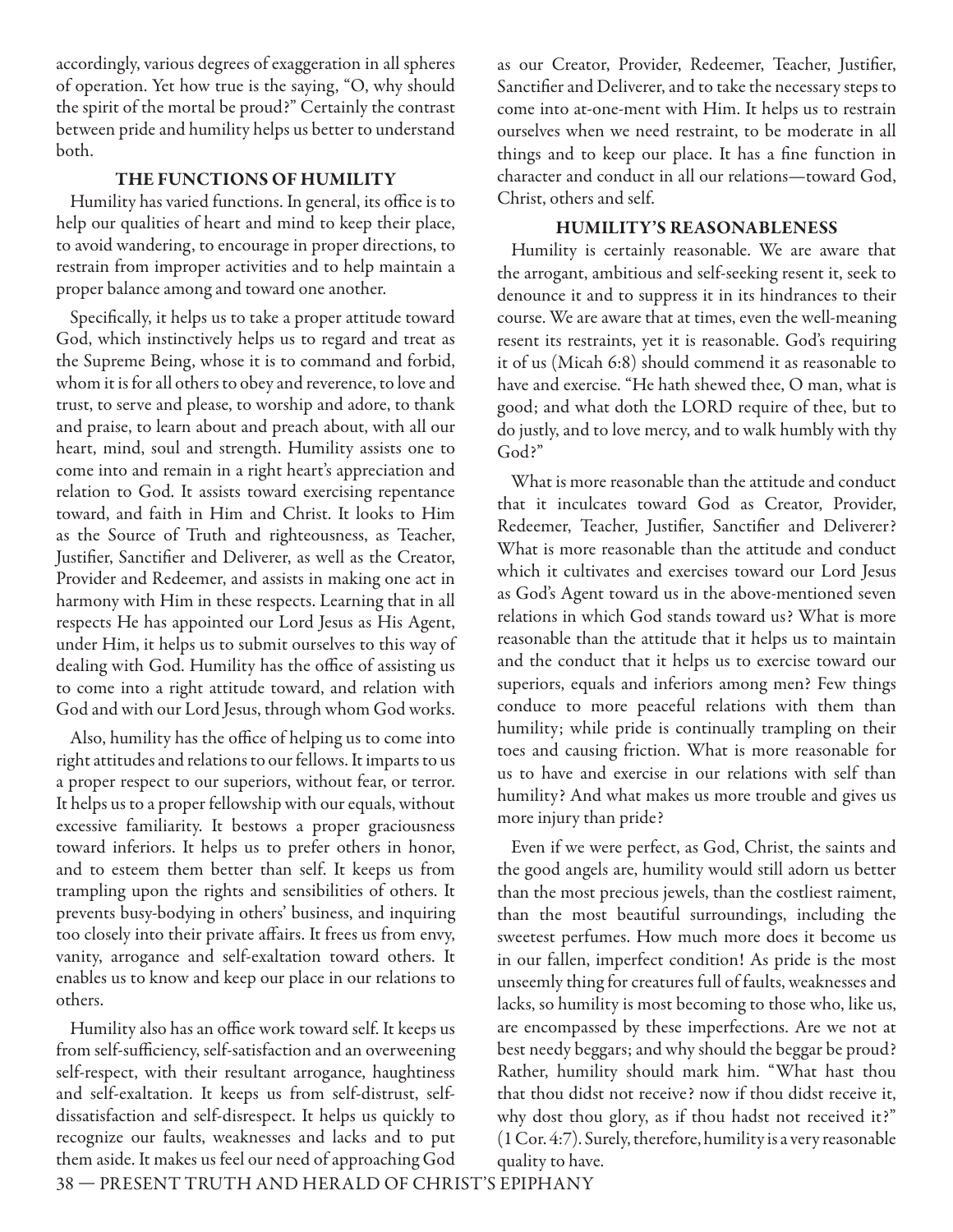accordingly, various degrees of exaggeration in all spheres of operation. Yet how true is the saying, "O, why should the spirit of the mortal be proud?" Certainly the contrast between pride and humility helps us better to understand both.

## THE FUNCTIONS OF HUMILITY

Humility has varied functions. In general, its office is to help our qualities of heart and mind to keep their place, to avoid wandering, to encourage in proper directions, to restrain from improper activities and to help maintain a proper balance among and toward one another.

Specifically, it helps us to take a proper attitude toward God, which instinctively helps us to regard and treat as the Supreme Being, whose it is to command and forbid, whom it is for all others to obey and reverence, to love and trust, to serve and please, to worship and adore, to thank and praise, to learn about and preach about, with all our heart, mind, soul and strength. Humility assists one to come into and remain in a right heart's appreciation and relation to God. It assists toward exercising repentance toward, and faith in Him and Christ. It looks to Him as the Source of Truth and righteousness, as Teacher, Justifier, Sanctifier and Deliverer, as well as the Creator, Provider and Redeemer, and assists in making one act in harmony with Him in these respects. Learning that in all respects He has appointed our Lord Jesus as His Agent, under Him, it helps us to submit ourselves to this way of dealing with God. Humility has the office of assisting us to come into a right attitude toward, and relation with God and with our Lord Jesus, through whom God works.

Also, humility has the office of helping us to come into right attitudes and relations to our fellows. It imparts to us a proper respect to our superiors, without fear, or terror. It helps us to a proper fellowship with our equals, without excessive familiarity. It bestows a proper graciousness toward inferiors. It helps us to prefer others in honor, and to esteem them better than self. It keeps us from trampling upon the rights and sensibilities of others. It prevents busy-bodying in others' business, and inquiring too closely into their private affairs. It frees us from envy, vanity, arrogance and self-exaltation toward others. It enables us to know and keep our place in our relations to others.

Humility also has an office work toward self. It keeps us from self-sufficiency, self-satisfaction and an overweening self-respect, with their resultant arrogance, haughtiness and self-exaltation. It keeps us from self-distrust, self-dissatisfaction and self-disrespect. It helps us quickly to recognize our faults, weaknesses and lacks and to put them aside. It makes us feel our need of approaching God as our Creator, Provider, Redeemer, Teacher, Justifier, Sanctifier and Deliverer, and to take the necessary steps to come into at-one-ment with Him. It helps us to restrain ourselves when we need restraint, to be moderate in all things and to keep our place. It has a fine function in character and conduct in all our relations—toward God, Christ, others and self.

## HUMILITY'S REASONABLENESS

Humility is certainly reasonable. We are aware that the arrogant, ambitious and self-seeking resent it, seek to denounce it and to suppress it in its hindrances to their course. We are aware that at times, even the well-meaning resent its restraints, yet it is reasonable. God's requiring it of us (Micah 6:8) should commend it as reasonable to have and exercise. "He hath shewed thee, O man, what is good; and what doth the LORD require of thee, but to do justly, and to love mercy, and to walk humbly with thy God?"

What is more reasonable than the attitude and conduct that it inculcates toward God as Creator, Provider, Redeemer, Teacher, Justifier, Sanctifier and Deliverer? What is more reasonable than the attitude and conduct which it cultivates and exercises toward our Lord Jesus as God's Agent toward us in the above-mentioned seven relations in which God stands toward us? What is more reasonable than the attitude that it helps us to maintain and the conduct that it helps us to exercise toward our superiors, equals and inferiors among men? Few things conduce to more peaceful relations with them than humility; while pride is continually trampling on their toes and causing friction. What is more reasonable for us to have and exercise in our relations with self than humility? And what makes us more trouble and gives us more injury than pride?

Even if we were perfect, as God, Christ, the saints and the good angels are, humility would still adorn us better than the most precious jewels, than the costliest raiment, than the most beautiful surroundings, including the sweetest perfumes. How much more does it become us in our fallen, imperfect condition! As pride is the most unseemly thing for creatures full of faults, weaknesses and lacks, so humility is most becoming to those who, like us, are encompassed by these imperfections. Are we not at best needy beggars; and why should the beggar be proud? Rather, humility should mark him. "What hast thou that thou didst not receive? now if thou didst receive it, why dost thou glory, as if thou hadst not received it?" (1 Cor. 4:7). Surely, therefore, humility is a very reasonable quality to have.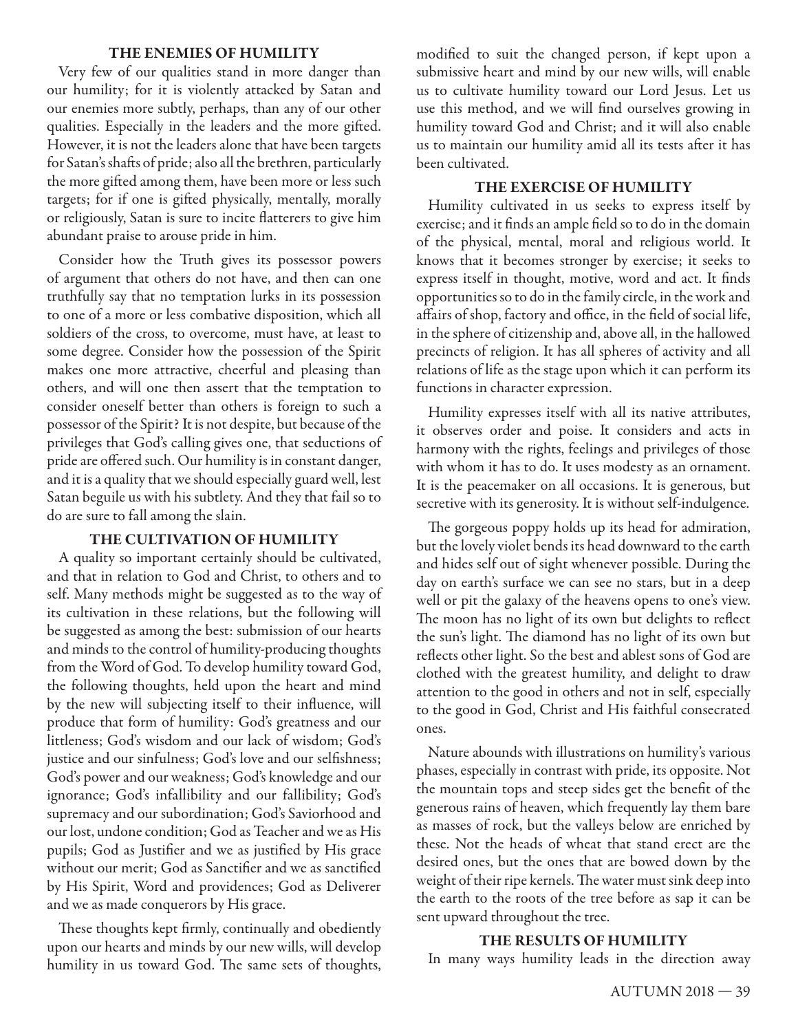### THE ENEMIES OF HUMILITY

Very few of our qualities stand in more danger than our humility; for it is violently attacked by Satan and our enemies more subtly, perhaps, than any of our other qualities. Especially in the leaders and the more gifted. However, it is not the leaders alone that have been targets for Satan's shafts of pride; also all the brethren, particularly the more gifted among them, have been more or less such targets; for if one is gifted physically, mentally, morally or religiously, Satan is sure to incite flatterers to give him abundant praise to arouse pride in him.

Consider how the Truth gives its possessor powers of argument that others do not have, and then can one truthfully say that no temptation lurks in its possession to one of a more or less combative disposition, which all soldiers of the cross, to overcome, must have, at least to some degree. Consider how the possession of the Spirit makes one more attractive, cheerful and pleasing than others, and will one then assert that the temptation to consider oneself better than others is foreign to such a possessor of the Spirit? It is not despite, but because of the privileges that God's calling gives one, that seductions of pride are offered such. Our humility is in constant danger, and it is a quality that we should especially guard well, lest Satan beguile us with his subtlety. And they that fail so to do are sure to fall among the slain.

### THE CULTIVATION OF HUMILITY

A quality so important certainly should be cultivated, and that in relation to God and Christ, to others and to self. Many methods might be suggested as to the way of its cultivation in these relations, but the following will be suggested as among the best: submission of our hearts and minds to the control of humility-producing thoughts from the Word of God. To develop humility toward God, the following thoughts, held upon the heart and mind by the new will subjecting itself to their influence, will produce that form of humility: God's greatness and our littleness; God's wisdom and our lack of wisdom; God's justice and our sinfulness; God's love and our selfishness; God's power and our weakness; God's knowledge and our ignorance; God's infallibility and our fallibility; God's supremacy and our subordination; God's Saviorhood and our lost, undone condition; God as Teacher and we as His pupils; God as Justifier and we as justified by His grace without our merit; God as Sanctifier and we as sanctified by His Spirit, Word and providences; God as Deliverer and we as made conquerors by His grace.

These thoughts kept firmly, continually and obediently upon our hearts and minds by our new wills, will develop humility in us toward God. The same sets of thoughts, modified to suit the changed person, if kept upon a submissive heart and mind by our new wills, will enable us to cultivate humility toward our Lord Jesus. Let us use this method, and we will find ourselves growing in humility toward God and Christ; and it will also enable us to maintain our humility amid all its tests after it has been cultivated.

### THE EXERCISE OF HUMILITY

Humility cultivated in us seeks to express itself by exercise; and it finds an ample field so to do in the domain of the physical, mental, moral and religious world. It knows that it becomes stronger by exercise; it seeks to express itself in thought, motive, word and act. It finds opportunities so to do in the family circle, in the work and affairs of shop, factory and office, in the field of social life, in the sphere of citizenship and, above all, in the hallowed precincts of religion. It has all spheres of activity and all relations of life as the stage upon which it can perform its functions in character expression.

Humility expresses itself with all its native attributes, it observes order and poise. It considers and acts in harmony with the rights, feelings and privileges of those with whom it has to do. It uses modesty as an ornament. It is the peacemaker on all occasions. It is generous, but secretive with its generosity. It is without self-indulgence.

The gorgeous poppy holds up its head for admiration, but the lovely violet bends its head downward to the earth and hides self out of sight whenever possible. During the day on earth's surface we can see no stars, but in a deep well or pit the galaxy of the heavens opens to one's view. The moon has no light of its own but delights to reflect the sun's light. The diamond has no light of its own but reflects other light. So the best and ablest sons of God are clothed with the greatest humility, and delight to draw attention to the good in others and not in self, especially to the good in God, Christ and His faithful consecrated ones.

Nature abounds with illustrations on humility's various phases, especially in contrast with pride, its opposite. Not the mountain tops and steep sides get the benefit of the generous rains of heaven, which frequently lay them bare as masses of rock, but the valleys below are enriched by these. Not the heads of wheat that stand erect are the desired ones, but the ones that are bowed down by the weight of their ripe kernels. The water must sink deep into the earth to the roots of the tree before as sap it can be sent upward throughout the tree.

### THE RESULTS OF HUMILITY

In many ways humility leads in the direction away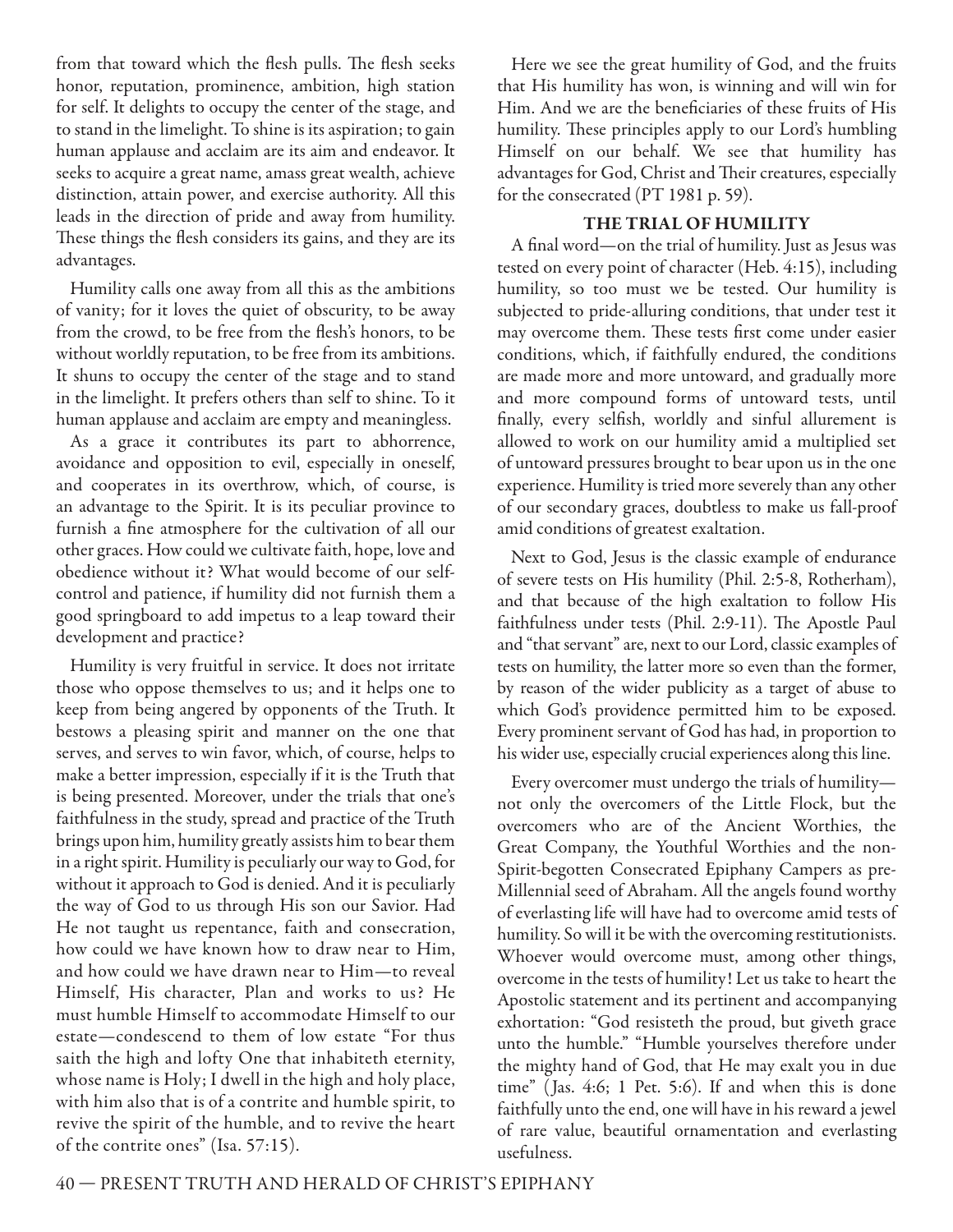from that toward which the flesh pulls. The flesh seeks honor, reputation, prominence, ambition, high station for self. It delights to occupy the center of the stage, and to stand in the limelight. To shine is its aspiration; to gain human applause and acclaim are its aim and endeavor. It seeks to acquire a great name, amass great wealth, achieve distinction, attain power, and exercise authority. All this leads in the direction of pride and away from humility. These things the flesh considers its gains, and they are its advantages.

Humility calls one away from all this as the ambitions of vanity; for it loves the quiet of obscurity, to be away from the crowd, to be free from the flesh's honors, to be without worldly reputation, to be free from its ambitions. It shuns to occupy the center of the stage and to stand in the limelight. It prefers others than self to shine. To it human applause and acclaim are empty and meaningless.

As a grace it contributes its part to abhorrence, avoidance and opposition to evil, especially in oneself, and cooperates in its overthrow, which, of course, is an advantage to the Spirit. It is its peculiar province to furnish a fine atmosphere for the cultivation of all our other graces. How could we cultivate faith, hope, love and obedience without it? What would become of our self-control and patience, if humility did not furnish them a good springboard to add impetus to a leap toward their development and practice?

Humility is very fruitful in service. It does not irritate those who oppose themselves to us; and it helps one to keep from being angered by opponents of the Truth. It bestows a pleasing spirit and manner on the one that serves, and serves to win favor, which, of course, helps to make a better impression, especially if it is the Truth that is being presented. Moreover, under the trials that one's faithfulness in the study, spread and practice of the Truth brings upon him, humility greatly assists him to bear them in a right spirit. Humility is peculiarly our way to God, for without it approach to God is denied. And it is peculiarly the way of God to us through His son our Savior. Had He not taught us repentance, faith and consecration, how could we have known how to draw near to Him, and how could we have drawn near to Him—to reveal Himself, His character, Plan and works to us? He must humble Himself to accommodate Himself to our estate—condescend to them of low estate "For thus saith the high and lofty One that inhabiteth eternity, whose name is Holy; I dwell in the high and holy place, with him also that is of a contrite and humble spirit, to revive the spirit of the humble, and to revive the heart of the contrite ones" (Isa. 57:15).

Here we see the great humility of God, and the fruits that His humility has won, is winning and will win for Him. And we are the beneficiaries of these fruits of His humility. These principles apply to our Lord's humbling Himself on our behalf. We see that humility has advantages for God, Christ and Their creatures, especially for the consecrated (PT 1981 p. 59).

## THE TRIAL OF HUMILITY

A final word—on the trial of humility. Just as Jesus was tested on every point of character (Heb. 4:15), including humility, so too must we be tested. Our humility is subjected to pride-alluring conditions, that under test it may overcome them. These tests first come under easier conditions, which, if faithfully endured, the conditions are made more and more untoward, and gradually more and more compound forms of untoward tests, until finally, every selfish, worldly and sinful allurement is allowed to work on our humility amid a multiplied set of untoward pressures brought to bear upon us in the one experience. Humility is tried more severely than any other of our secondary graces, doubtless to make us fall-proof amid conditions of greatest exaltation.

Next to God, Jesus is the classic example of endurance of severe tests on His humility (Phil. 2:5-8, Rotherham), and that because of the high exaltation to follow His faithfulness under tests (Phil. 2:9-11). The Apostle Paul and "that servant" are, next to our Lord, classic examples of tests on humility, the latter more so even than the former, by reason of the wider publicity as a target of abuse to which God's providence permitted him to be exposed. Every prominent servant of God has had, in proportion to his wider use, especially crucial experiences along this line.

Every overcomer must undergo the trials of humility—not only the overcomers of the Little Flock, but the overcomers who are of the Ancient Worthies, the Great Company, the Youthful Worthies and the non-Spirit-begotten Consecrated Epiphany Campers as pre-Millennial seed of Abraham. All the angels found worthy of everlasting life will have had to overcome amid tests of humility. So will it be with the overcoming restitutionists. Whoever would overcome must, among other things, overcome in the tests of humility! Let us take to heart the Apostolic statement and its pertinent and accompanying exhortation: "God resisteth the proud, but giveth grace unto the humble." "Humble yourselves therefore under the mighty hand of God, that He may exalt you in due time" (Jas. 4:6; 1 Pet. 5:6). If and when this is done faithfully unto the end, one will have in his reward a jewel of rare value, beautiful ornamentation and everlasting usefulness.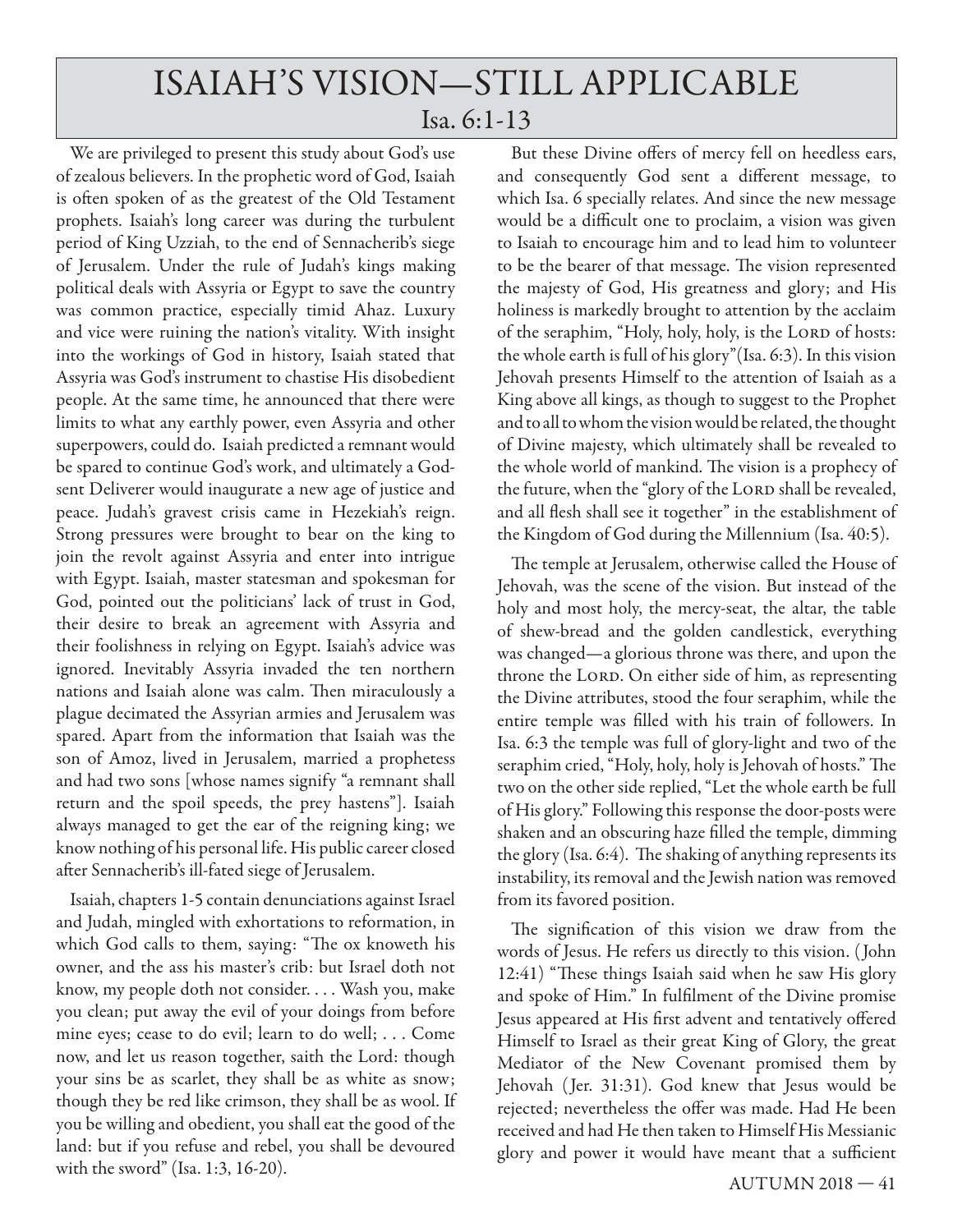# ISAIAH'S VISION—STILL APPLICABLE

## Isa. 6:1-13

We are privileged to present this study about God's use of zealous believers. In the prophetic word of God, Isaiah is often spoken of as the greatest of the Old Testament prophets. Isaiah's long career was during the turbulent period of King Uzziah, to the end of Sennacherib's siege of Jerusalem. Under the rule of Judah's kings making political deals with Assyria or Egypt to save the country was common practice, especially timid Ahaz. Luxury and vice were ruining the nation's vitality. With insight into the workings of God in history, Isaiah stated that Assyria was God's instrument to chastise His disobedient people. At the same time, he announced that there were limits to what any earthly power, even Assyria and other superpowers, could do. Isaiah predicted a remnant would be spared to continue God's work, and ultimately a God-sent Deliverer would inaugurate a new age of justice and peace. Judah's gravest crisis came in Hezekiah's reign. Strong pressures were brought to bear on the king to join the revolt against Assyria and enter into intrigue with Egypt. Isaiah, master statesman and spokesman for God, pointed out the politicians' lack of trust in God, their desire to break an agreement with Assyria and their foolishness in relying on Egypt. Isaiah's advice was ignored. Inevitably Assyria invaded the ten northern nations and Isaiah alone was calm. Then miraculously a plague decimated the Assyrian armies and Jerusalem was spared. Apart from the information that Isaiah was the son of Amoz, lived in Jerusalem, married a prophetess and had two sons [whose names signify "a remnant shall return and the spoil speeds, the prey hastens"]. Isaiah always managed to get the ear of the reigning king; we know nothing of his personal life. His public career closed after Sennacherib's ill-fated siege of Jerusalem.

Isaiah, chapters 1-5 contain denunciations against Israel and Judah, mingled with exhortations to reformation, in which God calls to them, saying: "The ox knoweth his owner, and the ass his master's crib: but Israel doth not know, my people doth not consider. . . . Wash you, make you clean; put away the evil of your doings from before mine eyes; cease to do evil; learn to do well; . . . Come now, and let us reason together, saith the Lord: though your sins be as scarlet, they shall be as white as snow; though they be red like crimson, they shall be as wool. If you be willing and obedient, you shall eat the good of the land: but if you refuse and rebel, you shall be devoured with the sword" (Isa. 1:3, 16-20).

But these Divine offers of mercy fell on heedless ears, and consequently God sent a different message, to which Isa. 6 specially relates. And since the new message would be a difficult one to proclaim, a vision was given to Isaiah to encourage him and to lead him to volunteer to be the bearer of that message. The vision represented the majesty of God, His greatness and glory; and His holiness is markedly brought to attention by the acclaim of the seraphim, "Holy, holy, holy, is the LORD of hosts: the whole earth is full of his glory"(Isa. 6:3). In this vision Jehovah presents Himself to the attention of Isaiah as a King above all kings, as though to suggest to the Prophet and to all to whom the vision would be related, the thought of Divine majesty, which ultimately shall be revealed to the whole world of mankind. The vision is a prophecy of the future, when the "glory of the LORD shall be revealed, and all flesh shall see it together" in the establishment of the Kingdom of God during the Millennium (Isa. 40:5).

The temple at Jerusalem, otherwise called the House of Jehovah, was the scene of the vision. But instead of the holy and most holy, the mercy-seat, the altar, the table of shew-bread and the golden candlestick, everything was changed—a glorious throne was there, and upon the throne the LORD. On either side of him, as representing the Divine attributes, stood the four seraphim, while the entire temple was filled with his train of followers. In Isa. 6:3 the temple was full of glory-light and two of the seraphim cried, "Holy, holy, holy is Jehovah of hosts." The two on the other side replied, "Let the whole earth be full of His glory." Following this response the door-posts were shaken and an obscuring haze filled the temple, dimming the glory (Isa. 6:4). The shaking of anything represents its instability, its removal and the Jewish nation was removed from its favored position.

The signification of this vision we draw from the words of Jesus. He refers us directly to this vision. (John 12:41) "These things Isaiah said when he saw His glory and spoke of Him." In fulfilment of the Divine promise Jesus appeared at His first advent and tentatively offered Himself to Israel as their great King of Glory, the great Mediator of the New Covenant promised them by Jehovah (Jer. 31:31). God knew that Jesus would be rejected; nevertheless the offer was made. Had He been received and had He then taken to Himself His Messianic glory and power it would have meant that a sufficient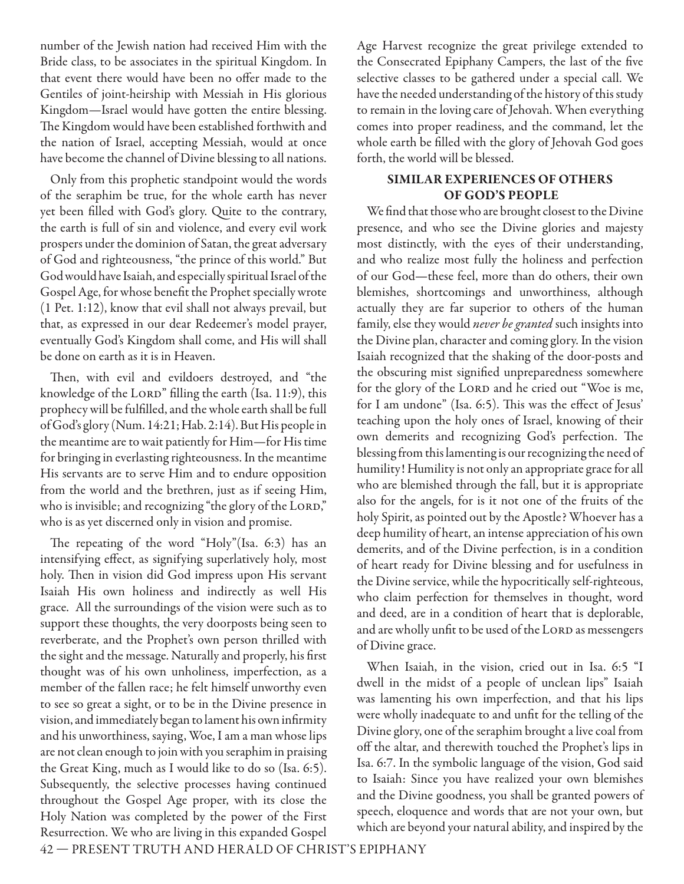number of the Jewish nation had received Him with the Bride class, to be associates in the spiritual Kingdom. In that event there would have been no offer made to the Gentiles of joint-heirship with Messiah in His glorious Kingdom—Israel would have gotten the entire blessing. The Kingdom would have been established forthwith and the nation of Israel, accepting Messiah, would at once have become the channel of Divine blessing to all nations.

Only from this prophetic standpoint would the words of the seraphim be true, for the whole earth has never yet been filled with God's glory. Quite to the contrary, the earth is full of sin and violence, and every evil work prospers under the dominion of Satan, the great adversary of God and righteousness, "the prince of this world." But God would have Isaiah, and especially spiritual Israel of the Gospel Age, for whose benefit the Prophet specially wrote (1 Pet. 1:12), know that evil shall not always prevail, but that, as expressed in our dear Redeemer's model prayer, eventually God's Kingdom shall come, and His will shall be done on earth as it is in Heaven.

Then, with evil and evildoers destroyed, and "the knowledge of the LORD" filling the earth (Isa. 11:9), this prophecy will be fulfilled, and the whole earth shall be full of God's glory (Num. 14:21; Hab. 2:14). But His people in the meantime are to wait patiently for Him—for His time for bringing in everlasting righteousness. In the meantime His servants are to serve Him and to endure opposition from the world and the brethren, just as if seeing Him, who is invisible; and recognizing "the glory of the LORD," who is as yet discerned only in vision and promise.

The repeating of the word "Holy"(Isa. 6:3) has an intensifying effect, as signifying superlatively holy, most holy. Then in vision did God impress upon His servant Isaiah His own holiness and indirectly as well His grace. All the surroundings of the vision were such as to support these thoughts, the very doorposts being seen to reverberate, and the Prophet's own person thrilled with the sight and the message. Naturally and properly, his first thought was of his own unholiness, imperfection, as a member of the fallen race; he felt himself unworthy even to see so great a sight, or to be in the Divine presence in vision, and immediately began to lament his own infirmity and his unworthiness, saying, Woe, I am a man whose lips are not clean enough to join with you seraphim in praising the Great King, much as I would like to do so (Isa. 6:5). Subsequently, the selective processes having continued throughout the Gospel Age proper, with its close the Holy Nation was completed by the power of the First Resurrection. We who are living in this expanded Gospel Age Harvest recognize the great privilege extended to the Consecrated Epiphany Campers, the last of the five selective classes to be gathered under a special call. We have the needed understanding of the history of this study to remain in the loving care of Jehovah. When everything comes into proper readiness, and the command, let the whole earth be filled with the glory of Jehovah God goes forth, the world will be blessed.

## SIMILAR EXPERIENCES OF OTHERS OF GOD'S PEOPLE

We find that those who are brought closest to the Divine presence, and who see the Divine glories and majesty most distinctly, with the eyes of their understanding, and who realize most fully the holiness and perfection of our God—these feel, more than do others, their own blemishes, shortcomings and unworthiness, although actually they are far superior to others of the human family, else they would *never be granted* such insights into the Divine plan, character and coming glory. In the vision Isaiah recognized that the shaking of the door-posts and the obscuring mist signified unpreparedness somewhere for the glory of the LORD and he cried out "Woe is me, for I am undone" (Isa. 6:5). This was the effect of Jesus' teaching upon the holy ones of Israel, knowing of their own demerits and recognizing God's perfection. The blessing from this lamenting is our recognizing the need of humility! Humility is not only an appropriate grace for all who are blemished through the fall, but it is appropriate also for the angels, for is it not one of the fruits of the holy Spirit, as pointed out by the Apostle? Whoever has a deep humility of heart, an intense appreciation of his own demerits, and of the Divine perfection, is in a condition of heart ready for Divine blessing and for usefulness in the Divine service, while the hypocritically self-righteous, who claim perfection for themselves in thought, word and deed, are in a condition of heart that is deplorable, and are wholly unfit to be used of the LORD as messengers of Divine grace.

When Isaiah, in the vision, cried out in Isa. 6:5 "I dwell in the midst of a people of unclean lips" Isaiah was lamenting his own imperfection, and that his lips were wholly inadequate to and unfit for the telling of the Divine glory, one of the seraphim brought a live coal from off the altar, and therewith touched the Prophet's lips in Isa. 6:7. In the symbolic language of the vision, God said to Isaiah: Since you have realized your own blemishes and the Divine goodness, you shall be granted powers of speech, eloquence and words that are not your own, but which are beyond your natural ability, and inspired by the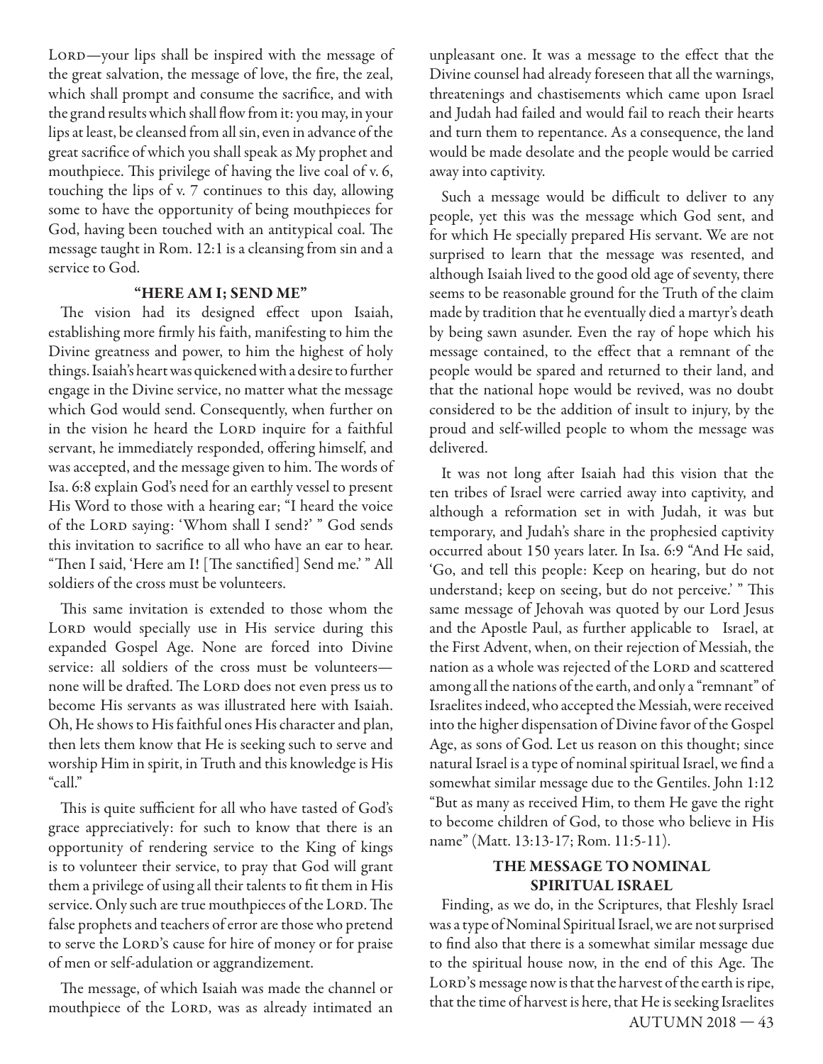LORD—your lips shall be inspired with the message of the great salvation, the message of love, the fire, the zeal, which shall prompt and consume the sacrifice, and with the grand results which shall flow from it: you may, in your lips at least, be cleansed from all sin, even in advance of the great sacrifice of which you shall speak as My prophet and mouthpiece. This privilege of having the live coal of v. 6, touching the lips of v. 7 continues to this day, allowing some to have the opportunity of being mouthpieces for God, having been touched with an antitypical coal. The message taught in Rom. 12:1 is a cleansing from sin and a service to God.

### "HERE AM I; SEND ME"

The vision had its designed effect upon Isaiah, establishing more firmly his faith, manifesting to him the Divine greatness and power, to him the highest of holy things. Isaiah's heart was quickened with a desire to further engage in the Divine service, no matter what the message which God would send. Consequently, when further on in the vision he heard the LORD inquire for a faithful servant, he immediately responded, offering himself, and was accepted, and the message given to him. The words of Isa. 6:8 explain God's need for an earthly vessel to present His Word to those with a hearing ear; "I heard the voice of the LORD saying: 'Whom shall I send?' " God sends this invitation to sacrifice to all who have an ear to hear. "Then I said, 'Here am I! [The sanctified] Send me.' " All soldiers of the cross must be volunteers.

This same invitation is extended to those whom the LORD would specially use in His service during this expanded Gospel Age. None are forced into Divine service: all soldiers of the cross must be volunteers—none will be drafted. The LORD does not even press us to become His servants as was illustrated here with Isaiah. Oh, He shows to His faithful ones His character and plan, then lets them know that He is seeking such to serve and worship Him in spirit, in Truth and this knowledge is His "call."

This is quite sufficient for all who have tasted of God's grace appreciatively: for such to know that there is an opportunity of rendering service to the King of kings is to volunteer their service, to pray that God will grant them a privilege of using all their talents to fit them in His service. Only such are true mouthpieces of the LORD. The false prophets and teachers of error are those who pretend to serve the LORD'S cause for hire of money or for praise of men or self-adulation or aggrandizement.

The message, of which Isaiah was made the channel or mouthpiece of the LORD, was as already intimated an unpleasant one. It was a message to the effect that the Divine counsel had already foreseen that all the warnings, threatenings and chastisements which came upon Israel and Judah had failed and would fail to reach their hearts and turn them to repentance. As a consequence, the land would be made desolate and the people would be carried away into captivity.

Such a message would be difficult to deliver to any people, yet this was the message which God sent, and for which He specially prepared His servant. We are not surprised to learn that the message was resented, and although Isaiah lived to the good old age of seventy, there seems to be reasonable ground for the Truth of the claim made by tradition that he eventually died a martyr's death by being sawn asunder. Even the ray of hope which his message contained, to the effect that a remnant of the people would be spared and returned to their land, and that the national hope would be revived, was no doubt considered to be the addition of insult to injury, by the proud and self-willed people to whom the message was delivered.

It was not long after Isaiah had this vision that the ten tribes of Israel were carried away into captivity, and although a reformation set in with Judah, it was but temporary, and Judah's share in the prophesied captivity occurred about 150 years later. In Isa. 6:9 "And He said, 'Go, and tell this people: Keep on hearing, but do not understand; keep on seeing, but do not perceive.' " This same message of Jehovah was quoted by our Lord Jesus and the Apostle Paul, as further applicable to Israel, at the First Advent, when, on their rejection of Messiah, the nation as a whole was rejected of the LORD and scattered among all the nations of the earth, and only a "remnant" of Israelites indeed, who accepted the Messiah, were received into the higher dispensation of Divine favor of the Gospel Age, as sons of God. Let us reason on this thought; since natural Israel is a type of nominal spiritual Israel, we find a somewhat similar message due to the Gentiles. John 1:12 "But as many as received Him, to them He gave the right to become children of God, to those who believe in His name" (Matt. 13:13-17; Rom. 11:5-11).

### THE MESSAGE TO NOMINAL SPIRITUAL ISRAEL

Finding, as we do, in the Scriptures, that Fleshly Israel was a type of Nominal Spiritual Israel, we are not surprised to find also that there is a somewhat similar message due to the spiritual house now, in the end of this Age. The LORD'S message now is that the harvest of the earth is ripe, that the time of harvest is here, that He is seeking Israelites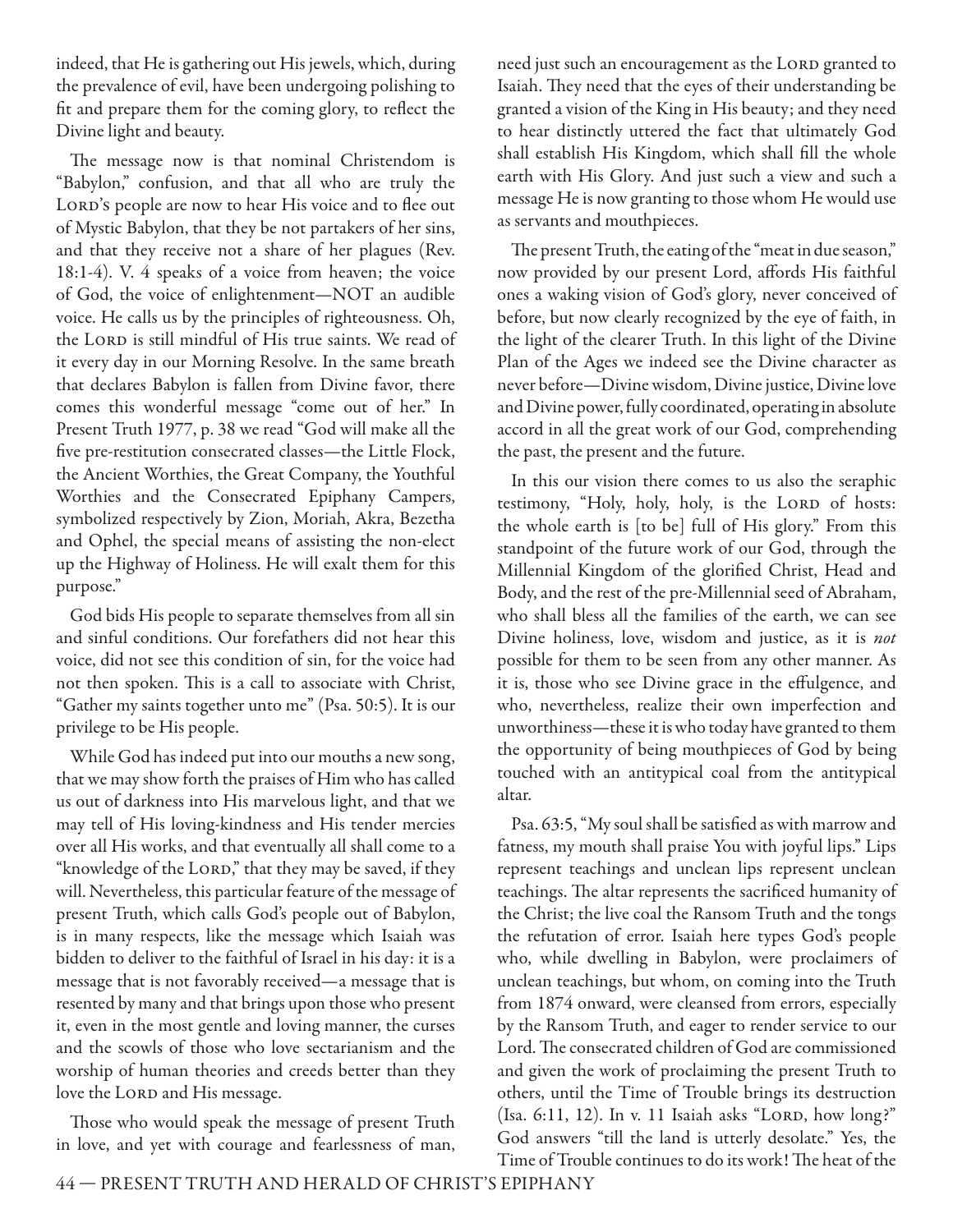indeed, that He is gathering out His jewels, which, during the prevalence of evil, have been undergoing polishing to fit and prepare them for the coming glory, to reflect the Divine light and beauty.

The message now is that nominal Christendom is "Babylon," confusion, and that all who are truly the LORD'S people are now to hear His voice and to flee out of Mystic Babylon, that they be not partakers of her sins, and that they receive not a share of her plagues (Rev. 18:1-4). V. 4 speaks of a voice from heaven; the voice of God, the voice of enlightenment—NOT an audible voice. He calls us by the principles of righteousness. Oh, the LORD is still mindful of His true saints. We read of it every day in our Morning Resolve. In the same breath that declares Babylon is fallen from Divine favor, there comes this wonderful message "come out of her." In Present Truth 1977, p. 38 we read "God will make all the five pre-restitution consecrated classes—the Little Flock, the Ancient Worthies, the Great Company, the Youthful Worthies and the Consecrated Epiphany Campers, symbolized respectively by Zion, Moriah, Akra, Bezetha and Ophel, the special means of assisting the non-elect up the Highway of Holiness. He will exalt them for this purpose."

God bids His people to separate themselves from all sin and sinful conditions. Our forefathers did not hear this voice, did not see this condition of sin, for the voice had not then spoken. This is a call to associate with Christ, "Gather my saints together unto me" (Psa. 50:5). It is our privilege to be His people.

While God has indeed put into our mouths a new song, that we may show forth the praises of Him who has called us out of darkness into His marvelous light, and that we may tell of His loving-kindness and His tender mercies over all His works, and that eventually all shall come to a "knowledge of the LORD," that they may be saved, if they will. Nevertheless, this particular feature of the message of present Truth, which calls God's people out of Babylon, is in many respects, like the message which Isaiah was bidden to deliver to the faithful of Israel in his day: it is a message that is not favorably received—a message that is resented by many and that brings upon those who present it, even in the most gentle and loving manner, the curses and the scowls of those who love sectarianism and the worship of human theories and creeds better than they love the LORD and His message.

Those who would speak the message of present Truth in love, and yet with courage and fearlessness of man, need just such an encouragement as the LORD granted to Isaiah. They need that the eyes of their understanding be granted a vision of the King in His beauty; and they need to hear distinctly uttered the fact that ultimately God shall establish His Kingdom, which shall fill the whole earth with His Glory. And just such a view and such a message He is now granting to those whom He would use as servants and mouthpieces.

The present Truth, the eating of the "meat in due season," now provided by our present Lord, affords His faithful ones a waking vision of God's glory, never conceived of before, but now clearly recognized by the eye of faith, in the light of the clearer Truth. In this light of the Divine Plan of the Ages we indeed see the Divine character as never before—Divine wisdom, Divine justice, Divine love and Divine power, fully coordinated, operating in absolute accord in all the great work of our God, comprehending the past, the present and the future.

In this our vision there comes to us also the seraphic testimony, "Holy, holy, holy, is the LORD of hosts: the whole earth is [to be] full of His glory." From this standpoint of the future work of our God, through the Millennial Kingdom of the glorified Christ, Head and Body, and the rest of the pre-Millennial seed of Abraham, who shall bless all the families of the earth, we can see Divine holiness, love, wisdom and justice, as it is *not* possible for them to be seen from any other manner. As it is, those who see Divine grace in the effulgence, and who, nevertheless, realize their own imperfection and unworthiness—these it is who today have granted to them the opportunity of being mouthpieces of God by being touched with an antitypical coal from the antitypical altar.

Psa. 63:5, "My soul shall be satisfied as with marrow and fatness, my mouth shall praise You with joyful lips." Lips represent teachings and unclean lips represent unclean teachings. The altar represents the sacrificed humanity of the Christ; the live coal the Ransom Truth and the tongs the refutation of error. Isaiah here types God's people who, while dwelling in Babylon, were proclaimers of unclean teachings, but whom, on coming into the Truth from 1874 onward, were cleansed from errors, especially by the Ransom Truth, and eager to render service to our Lord. The consecrated children of God are commissioned and given the work of proclaiming the present Truth to others, until the Time of Trouble brings its destruction (Isa. 6:11, 12). In v. 11 Isaiah asks "LORD, how long?" God answers "till the land is utterly desolate." Yes, the Time of Trouble continues to do its work! The heat of the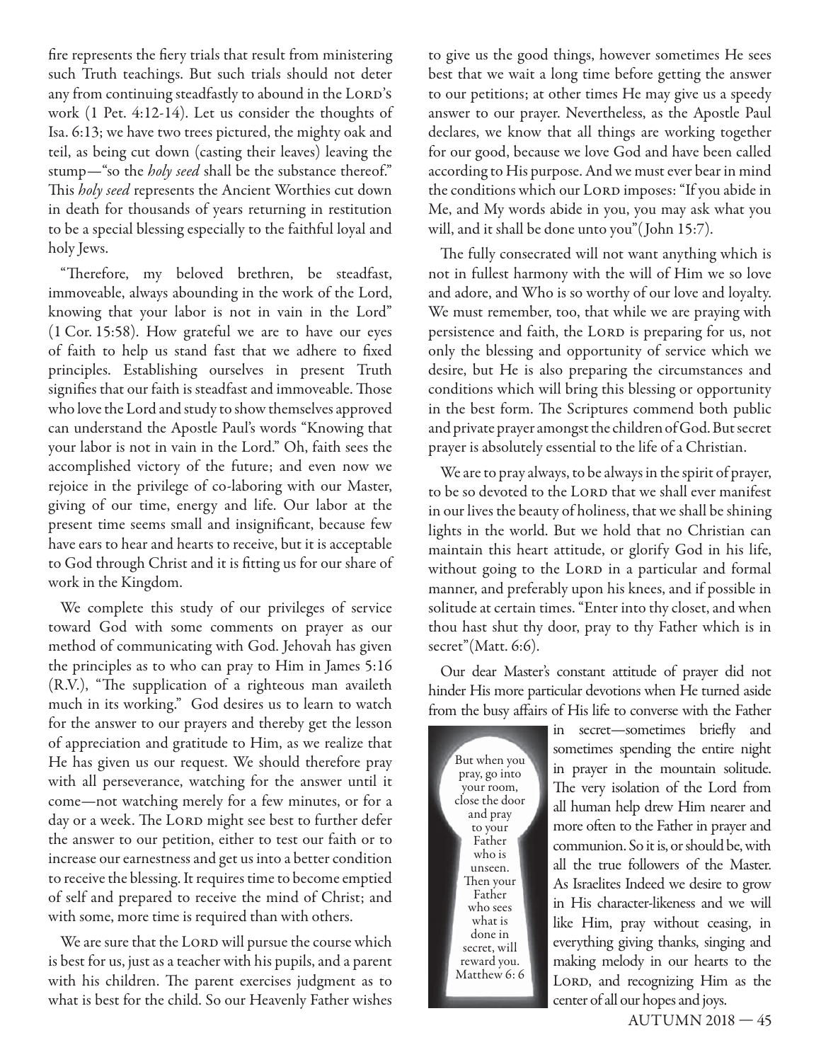fire represents the fiery trials that result from ministering such Truth teachings. But such trials should not deter any from continuing steadfastly to abound in the LORD's work (1 Pet. 4:12-14). Let us consider the thoughts of Isa. 6:13; we have two trees pictured, the mighty oak and teil, as being cut down (casting their leaves) leaving the stump—"so the *holy seed* shall be the substance thereof." This *holy seed* represents the Ancient Worthies cut down in death for thousands of years returning in restitution to be a special blessing especially to the faithful loyal and holy Jews.

"Therefore, my beloved brethren, be steadfast, immoveable, always abounding in the work of the Lord, knowing that your labor is not in vain in the Lord" (1 Cor. 15:58). How grateful we are to have our eyes of faith to help us stand fast that we adhere to fixed principles. Establishing ourselves in present Truth signifies that our faith is steadfast and immoveable. Those who love the Lord and study to show themselves approved can understand the Apostle Paul's words "Knowing that your labor is not in vain in the Lord." Oh, faith sees the accomplished victory of the future; and even now we rejoice in the privilege of co-laboring with our Master, giving of our time, energy and life. Our labor at the present time seems small and insignificant, because few have ears to hear and hearts to receive, but it is acceptable to God through Christ and it is fitting us for our share of work in the Kingdom.

We complete this study of our privileges of service toward God with some comments on prayer as our method of communicating with God. Jehovah has given the principles as to who can pray to Him in James 5:16 (R.V.), "The supplication of a righteous man availeth much in its working." God desires us to learn to watch for the answer to our prayers and thereby get the lesson of appreciation and gratitude to Him, as we realize that He has given us our request. We should therefore pray with all perseverance, watching for the answer until it come—not watching merely for a few minutes, or for a day or a week. The LORD might see best to further defer the answer to our petition, either to test our faith or to increase our earnestness and get us into a better condition to receive the blessing. It requires time to become emptied of self and prepared to receive the mind of Christ; and with some, more time is required than with others.

We are sure that the LORD will pursue the course which is best for us, just as a teacher with his pupils, and a parent with his children. The parent exercises judgment as to what is best for the child. So our Heavenly Father wishes to give us the good things, however sometimes He sees best that we wait a long time before getting the answer to our petitions; at other times He may give us a speedy answer to our prayer. Nevertheless, as the Apostle Paul declares, we know that all things are working together for our good, because we love God and have been called according to His purpose. And we must ever bear in mind the conditions which our LORD imposes: "If you abide in Me, and My words abide in you, you may ask what you will, and it shall be done unto you" (John 15:7).

The fully consecrated will not want anything which is not in fullest harmony with the will of Him we so love and adore, and Who is so worthy of our love and loyalty. We must remember, too, that while we are praying with persistence and faith, the LORD is preparing for us, not only the blessing and opportunity of service which we desire, but He is also preparing the circumstances and conditions which will bring this blessing or opportunity in the best form. The Scriptures commend both public and private prayer amongst the children of God. But secret prayer is absolutely essential to the life of a Christian.

We are to pray always, to be always in the spirit of prayer, to be so devoted to the LORD that we shall ever manifest in our lives the beauty of holiness, that we shall be shining lights in the world. But we hold that no Christian can maintain this heart attitude, or glorify God in his life, without going to the LORD in a particular and formal manner, and preferably upon his knees, and if possible in solitude at certain times. "Enter into thy closet, and when thou hast shut thy door, pray to thy Father which is in secret" (Matt. 6:6).

Our dear Master's constant attitude of prayer did not hinder His more particular devotions when He turned aside from the busy affairs of His life to converse with the Father in secret—sometimes briefly and sometimes spending the entire night in prayer in the mountain solitude. The very isolation of the Lord from all human help drew Him nearer and more often to the Father in prayer and communion. So it is, or should be, with all the true followers of the Master. As Israelites Indeed we desire to grow in His character-likeness and we will like Him, pray without ceasing, in everything giving thanks, singing and making melody in our hearts to the LORD, and recognizing Him as the center of all our hopes and joys.

But when you pray, go into your room, close the door and pray to your Father who is unseen. Then your Father who sees what is done in secret, will reward you. Matthew 6: 6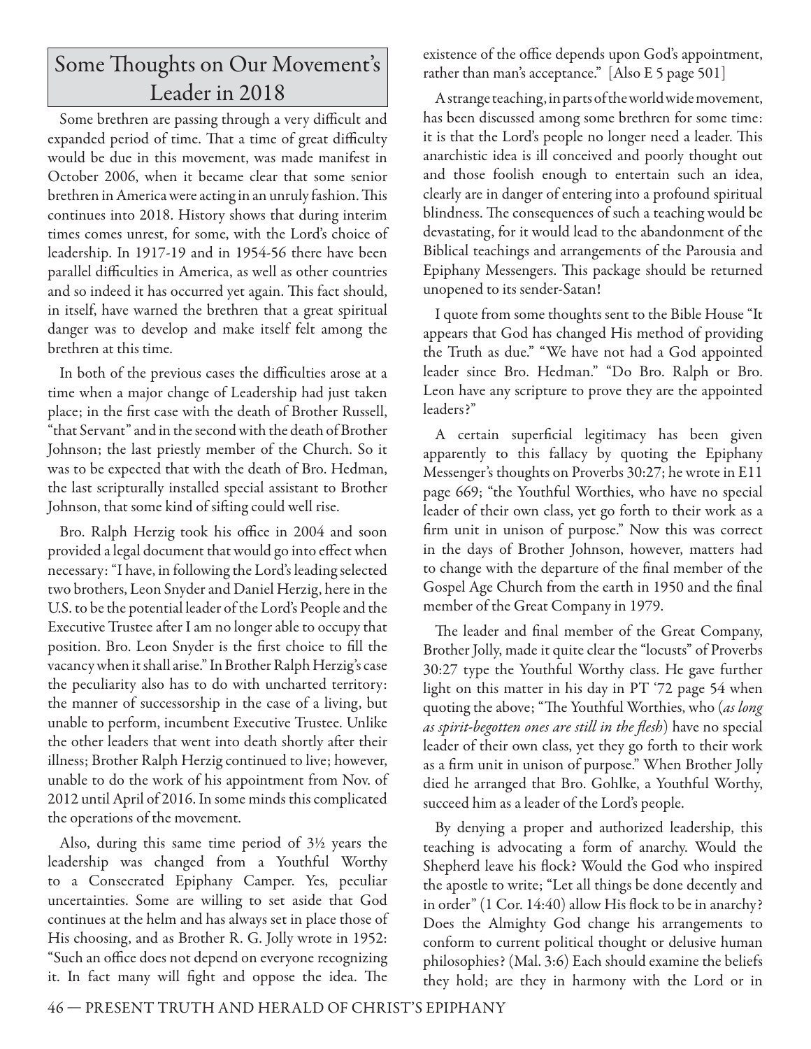## Some Thoughts on Our Movement's Leader in 2018

Some brethren are passing through a very difficult and expanded period of time. That a time of great difficulty would be due in this movement, was made manifest in October 2006, when it became clear that some senior brethren in America were acting in an unruly fashion. This continues into 2018. History shows that during interim times comes unrest, for some, with the Lord's choice of leadership. In 1917-19 and in 1954-56 there have been parallel difficulties in America, as well as other countries and so indeed it has occurred yet again. This fact should, in itself, have warned the brethren that a great spiritual danger was to develop and make itself felt among the brethren at this time.

In both of the previous cases the difficulties arose at a time when a major change of Leadership had just taken place; in the first case with the death of Brother Russell, "that Servant" and in the second with the death of Brother Johnson; the last priestly member of the Church. So it was to be expected that with the death of Bro. Hedman, the last scripturally installed special assistant to Brother Johnson, that some kind of sifting could well rise.

Bro. Ralph Herzig took his office in 2004 and soon provided a legal document that would go into effect when necessary: "I have, in following the Lord's leading selected two brothers, Leon Snyder and Daniel Herzig, here in the U.S. to be the potential leader of the Lord's People and the Executive Trustee after I am no longer able to occupy that position. Bro. Leon Snyder is the first choice to fill the vacancy when it shall arise." In Brother Ralph Herzig's case the peculiarity also has to do with uncharted territory: the manner of successorship in the case of a living, but unable to perform, incumbent Executive Trustee. Unlike the other leaders that went into death shortly after their illness; Brother Ralph Herzig continued to live; however, unable to do the work of his appointment from Nov. of 2012 until April of 2016. In some minds this complicated the operations of the movement.

Also, during this same time period of 3½ years the leadership was changed from a Youthful Worthy to a Consecrated Epiphany Camper. Yes, peculiar uncertainties. Some are willing to set aside that God continues at the helm and has always set in place those of His choosing, and as Brother R. G. Jolly wrote in 1952: "Such an office does not depend on everyone recognizing it. In fact many will fight and oppose the idea. The existence of the office depends upon God's appointment, rather than man's acceptance." [Also E 5 page 501]

A strange teaching, in parts of the world wide movement, has been discussed among some brethren for some time: it is that the Lord's people no longer need a leader. This anarchistic idea is ill conceived and poorly thought out and those foolish enough to entertain such an idea, clearly are in danger of entering into a profound spiritual blindness. The consequences of such a teaching would be devastating, for it would lead to the abandonment of the Biblical teachings and arrangements of the Parousia and Epiphany Messengers. This package should be returned unopened to its sender-Satan!

I quote from some thoughts sent to the Bible House "It appears that God has changed His method of providing the Truth as due." "We have not had a God appointed leader since Bro. Hedman." "Do Bro. Ralph or Bro. Leon have any scripture to prove they are the appointed leaders?"

A certain superficial legitimacy has been given apparently to this fallacy by quoting the Epiphany Messenger's thoughts on Proverbs 30:27; he wrote in E11 page 669; "the Youthful Worthies, who have no special leader of their own class, yet go forth to their work as a firm unit in unison of purpose." Now this was correct in the days of Brother Johnson, however, matters had to change with the departure of the final member of the Gospel Age Church from the earth in 1950 and the final member of the Great Company in 1979.

The leader and final member of the Great Company, Brother Jolly, made it quite clear the "locusts" of Proverbs 30:27 type the Youthful Worthy class. He gave further light on this matter in his day in PT '72 page 54 when quoting the above; "The Youthful Worthies, who (*as long as spirit-begotten ones are still in the flesh*) have no special leader of their own class, yet they go forth to their work as a firm unit in unison of purpose." When Brother Jolly died he arranged that Bro. Gohlke, a Youthful Worthy, succeed him as a leader of the Lord's people.

By denying a proper and authorized leadership, this teaching is advocating a form of anarchy. Would the Shepherd leave his flock? Would the God who inspired the apostle to write; "Let all things be done decently and in order" (1 Cor. 14:40) allow His flock to be in anarchy? Does the Almighty God change his arrangements to conform to current political thought or delusive human philosophies? (Mal. 3:6) Each should examine the beliefs they hold; are they in harmony with the Lord or in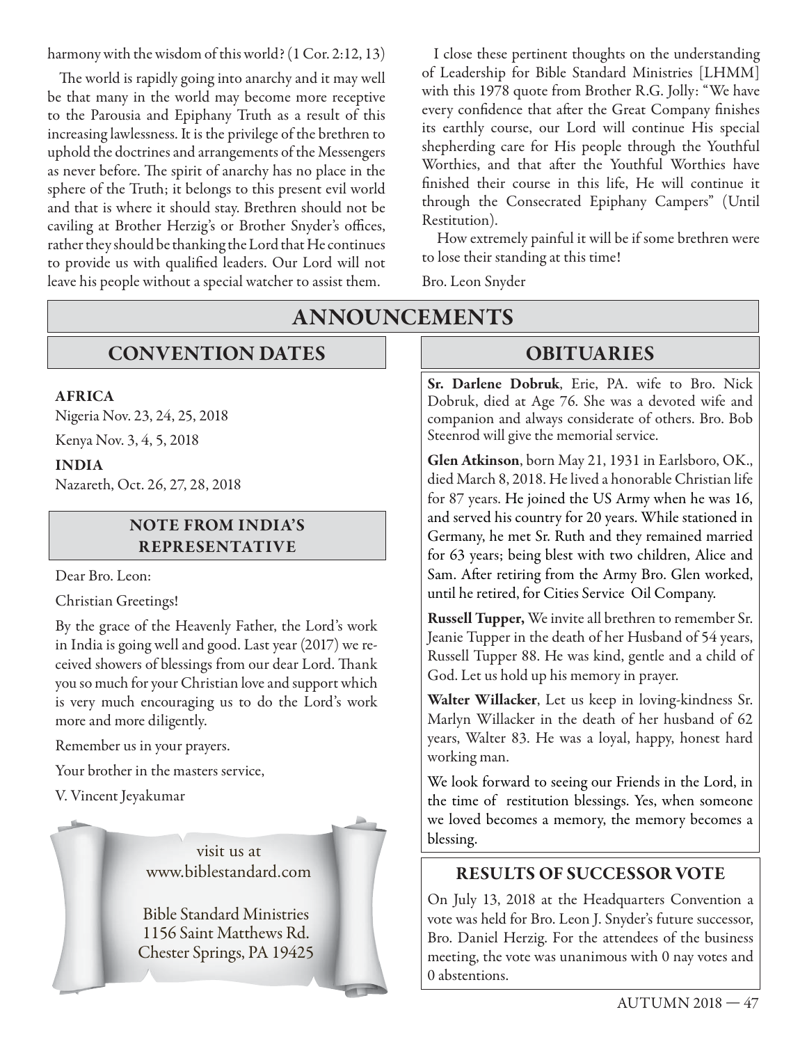harmony with the wisdom of this world? (1 Cor. 2:12, 13)

The world is rapidly going into anarchy and it may well be that many in the world may become more receptive to the Parousia and Epiphany Truth as a result of this increasing lawlessness. It is the privilege of the brethren to uphold the doctrines and arrangements of the Messengers as never before. The spirit of anarchy has no place in the sphere of the Truth; it belongs to this present evil world and that is where it should stay. Brethren should not be caviling at Brother Herzig's or Brother Snyder's offices, rather they should be thanking the Lord that He continues to provide us with qualified leaders. Our Lord will not leave his people without a special watcher to assist them.

I close these pertinent thoughts on the understanding of Leadership for Bible Standard Ministries [LHMM] with this 1978 quote from Brother R.G. Jolly: "We have every confidence that after the Great Company finishes its earthly course, our Lord will continue His special shepherding care for His people through the Youthful Worthies, and that after the Youthful Worthies have finished their course in this life, He will continue it through the Consecrated Epiphany Campers" (Until Restitution).

How extremely painful it will be if some brethren were to lose their standing at this time!

Bro. Leon Snyder

# ANNOUNCEMENTS

## CONVENTION DATES

**AFRICA**

Nigeria Nov. 23, 24, 25, 2018

Kenya Nov. 3, 4, 5, 2018

**INDIA**

Nazareth, Oct. 26, 27, 28, 2018

### NOTE FROM INDIA'S REPRESENTATIVE

Dear Bro. Leon:

Christian Greetings!

By the grace of the Heavenly Father, the Lord's work in India is going well and good. Last year (2017) we received showers of blessings from our dear Lord. Thank you so much for your Christian love and support which is very much encouraging us to do the Lord's work more and more diligently.

Remember us in your prayers.

Your brother in the masters service,

V. Vincent Jeyakumar

visit us at
www.biblestandard.com

Bible Standard Ministries
1156 Saint Matthews Rd.
Chester Springs, PA 19425

## OBITUARIES

**Sr. Darlene Dobruk**, Erie, PA. wife to Bro. Nick Dobruk, died at Age 76. She was a devoted wife and companion and always considerate of others. Bro. Bob Steenrod will give the memorial service.

**Glen Atkinson**, born May 21, 1931 in Earlsboro, OK., died March 8, 2018. He lived a honorable Christian life for 87 years. He joined the US Army when he was 16, and served his country for 20 years. While stationed in Germany, he met Sr. Ruth and they remained married for 63 years; being blest with two children, Alice and Sam. After retiring from the Army Bro. Glen worked, until he retired, for Cities Service Oil Company.

**Russell Tupper,** We invite all brethren to remember Sr. Jeanie Tupper in the death of her Husband of 54 years, Russell Tupper 88. He was kind, gentle and a child of God. Let us hold up his memory in prayer.

**Walter Willacker**, Let us keep in loving-kindness Sr. Marlyn Willacker in the death of her husband of 62 years, Walter 83. He was a loyal, happy, honest hard working man.

We look forward to seeing our Friends in the Lord, in the time of restitution blessings. Yes, when someone we loved becomes a memory, the memory becomes a blessing.

## RESULTS OF SUCCESSOR VOTE

On July 13, 2018 at the Headquarters Convention a vote was held for Bro. Leon J. Snyder's future successor, Bro. Daniel Herzig. For the attendees of the business meeting, the vote was unanimous with 0 nay votes and 0 abstentions.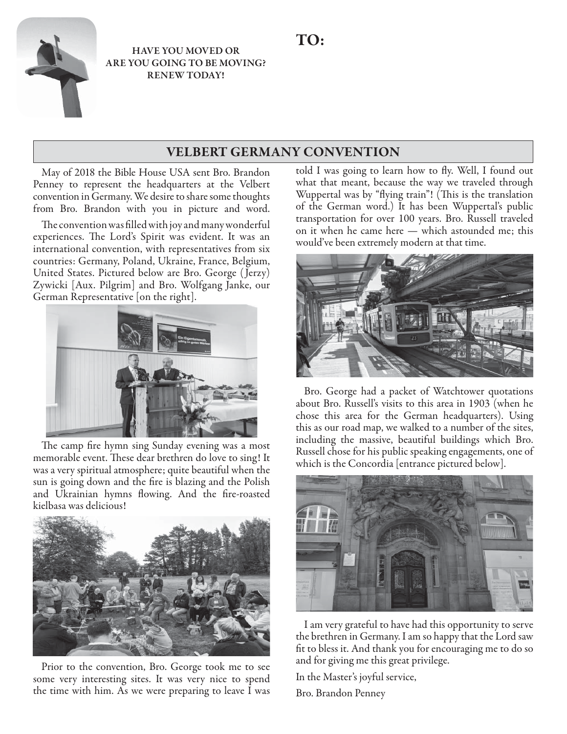HAVE YOU MOVED OR
ARE YOU GOING TO BE MOVING?
RENEW TODAY!

**TO:**

## VELBERT GERMANY CONVENTION

May of 2018 the Bible House USA sent Bro. Brandon Penney to represent the headquarters at the Velbert convention in Germany. We desire to share some thoughts from Bro. Brandon with you in picture and word.

The convention was filled with joy and many wonderful experiences. The Lord's Spirit was evident. It was an international convention, with representatives from six countries: Germany, Poland, Ukraine, France, Belgium, United States. Pictured below are Bro. George (Jerzy) Zywicki [Aux. Pilgrim] and Bro. Wolfgang Janke, our German Representative [on the right].

The camp fire hymn sing Sunday evening was a most memorable event. These dear brethren do love to sing! It was a very spiritual atmosphere; quite beautiful when the sun is going down and the fire is blazing and the Polish and Ukrainian hymns flowing. And the fire-roasted kielbasa was delicious!

Prior to the convention, Bro. George took me to see some very interesting sites. It was very nice to spend the time with him. As we were preparing to leave I was told I was going to learn how to fly. Well, I found out what that meant, because the way we traveled through Wuppertal was by "flying train"! (This is the translation of the German word.) It has been Wuppertal's public transportation for over 100 years. Bro. Russell traveled on it when he came here — which astounded me; this would've been extremely modern at that time.

Bro. George had a packet of Watchtower quotations about Bro. Russell's visits to this area in 1903 (when he chose this area for the German headquarters). Using this as our road map, we walked to a number of the sites, including the massive, beautiful buildings which Bro. Russell chose for his public speaking engagements, one of which is the Concordia [entrance pictured below].

I am very grateful to have had this opportunity to serve the brethren in Germany. I am so happy that the Lord saw fit to bless it. And thank you for encouraging me to do so and for giving me this great privilege.

In the Master's joyful service,

Bro. Brandon Penney